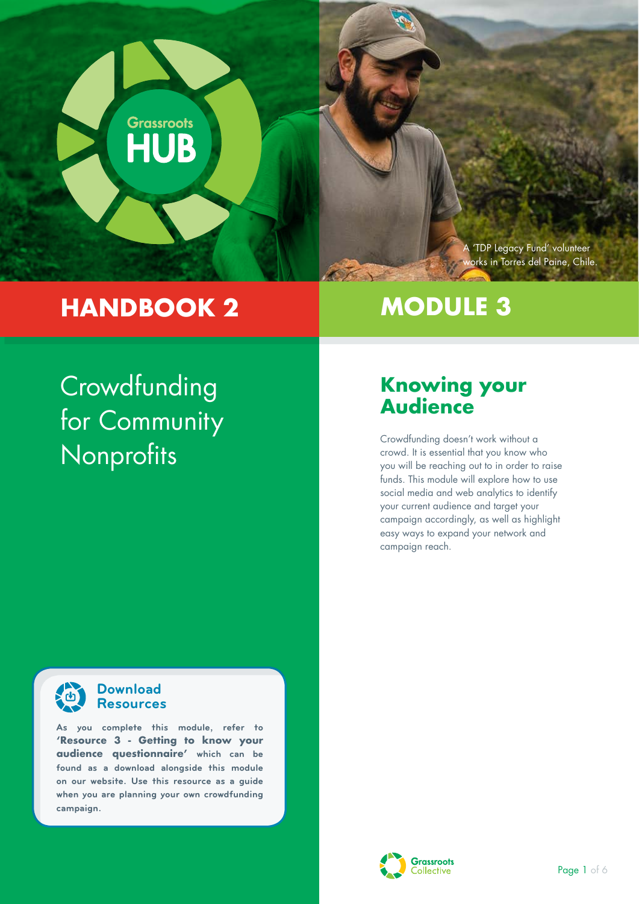Grassroots HUB

A 'TDP Legacy Fund' volunteer works in Torres del Paine, Chile.

# HANDBOOK 2

Crowdfunding for Community Nonprofits

# MODULE 3

## Knowing your Audience

Crowdfunding doesn't work without a crowd. It is essential that you know who you will be reaching out to in order to raise funds. This module will explore how to use social media and web analytics to identify your current audience and target your campaign accordingly, as well as highlight easy ways to expand your network and campaign reach.

### Download Resources

As you complete this module, refer to **'Resource 3 - Getting to know your audience questionnaire'** which can be found as a download alongside this module on our website. Use this resource as a guide when you are planning your own crowdfunding campaign.

Grassroots Collective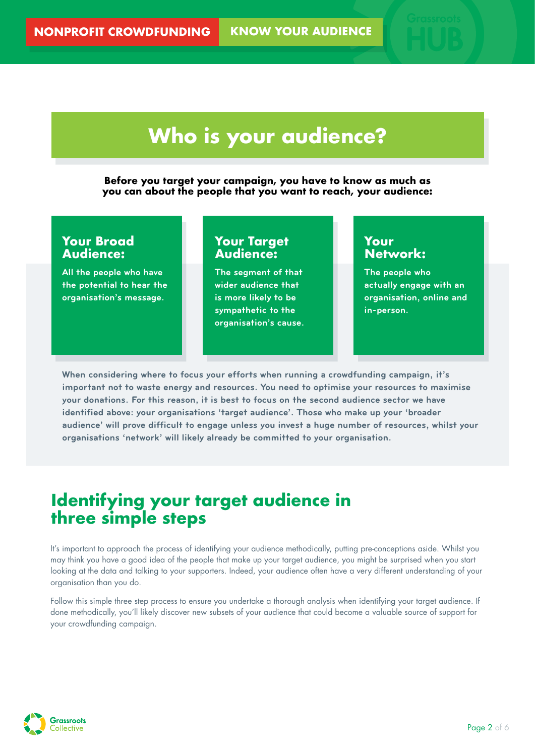# Who is your audience?

**Before you target your campaign, you have to know as much as you can about the people that you want to reach, your audience:**

### Your Broad Audience:

All the people who have the potential to hear the organisation's message.

### Your Target Audience:

The segment of that wider audience that is more likely to be sympathetic to the organisation's cause.

### Your Network:

The people who actually engage with an organisation, online and in-person.

When considering where to focus your efforts when running a crowdfunding campaign, it's important not to waste energy and resources. You need to optimise your resources to maximise your donations. For this reason, it is best to focus on the second audience sector we have identified above: your organisations 'target audience'. Those who make up your 'broader audience' will prove difficult to engage unless you invest a huge number of resources, whilst your organisations 'network' will likely already be committed to your organisation.

## Identifying your target audience in three simple steps

It's important to approach the process of identifying your audience methodically, putting pre-conceptions aside. Whilst you may think you have a good idea of the people that make up your target audience, you might be surprised when you start looking at the data and talking to your supporters. Indeed, your audience often have a very different understanding of your organisation than you do.

Follow this simple three step process to ensure you undertake a thorough analysis when identifying your target audience. If done methodically, you'll likely discover new subsets of your audience that could become a valuable source of support for your crowdfunding campaign.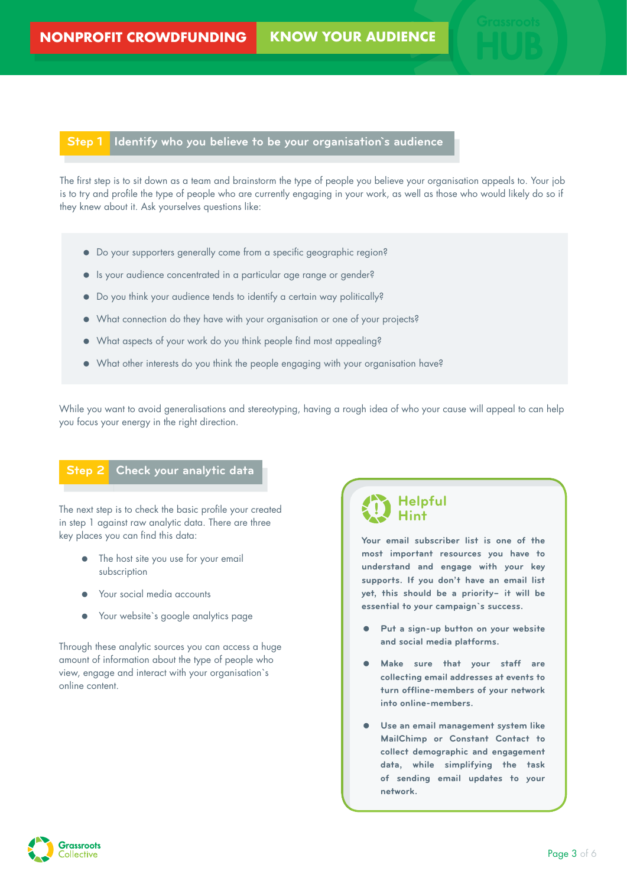# NONPROFIT CROWDFUNDING | KNOW YOUR AUDIENCE

## Step 1 Identify who you believe to be your organisation`s audience

The first step is to sit down as a team and brainstorm the type of people you believe your organisation appeals to. Your job is to try and profile the type of people who are currently engaging in your work, as well as those who would likely do so if they knew about it. Ask yourselves questions like:

- Do your supporters generally come from a specific geographic region?
- Is your audience concentrated in a particular age range or gender?
- Do you think your audience tends to identify a certain way politically?
- What connection do they have with your organisation or one of your projects?
- What aspects of your work do you think people find most appealing?
- What other interests do you think the people engaging with your organisation have?

While you want to avoid generalisations and stereotyping, having a rough idea of who your cause will appeal to can help you focus your energy in the right direction.

## Step 2 Check your analytic data

The next step is to check the basic profile your created in step 1 against raw analytic data. There are three key places you can find this data:

- The host site you use for your email subscription
- Your social media accounts
- Your website`s google analytics page

Through these analytic sources you can access a huge amount of information about the type of people who view, engage and interact with your organisation`s online content.

### Helpful Hint

**Your email subscriber list is one of the most important resources you have to understand and engage with your key supports. If you don't have an email list yet, this should be a priority– it will be essential to your campaign`s success.**

- **Put a sign-up button on your website and social media platforms.**
- **Make sure that your staff are collecting email addresses at events to turn offline-members of your network into online-members.**
- **Use an email management system like MailChimp or Constant Contact to collect demographic and engagement data, while simplifying the task of sending email updates to your network.**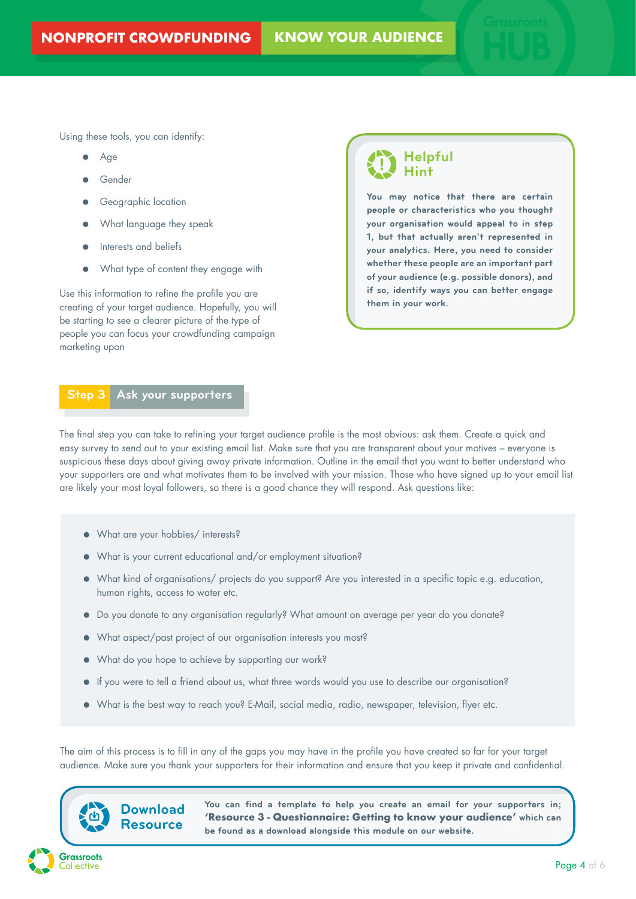Using these tools, you can identify:

- Age
- Gender
- Geographic location
- What language they speak
- Interests and beliefs
- What type of content they engage with

Use this information to refine the profile you are creating of your target audience. Hopefully, you will be starting to see a clearer picture of the type of people you can focus your crowdfunding campaign marketing upon

> **Helpful Hint**
>
> **You may notice that there are certain people or characteristics who you thought your organisation would appeal to in step 1, but that actually aren't represented in your analytics. Here, you need to consider whether these people are an important part of your audience (e.g. possible donors), and if so, identify ways you can better engage them in your work.**

## Step 3 Ask your supporters

The final step you can take to refining your target audience profile is the most obvious: ask them. Create a quick and easy survey to send out to your existing email list. Make sure that you are transparent about your motives – everyone is suspicious these days about giving away private information. Outline in the email that you want to better understand who your supporters are and what motivates them to be involved with your mission. Those who have signed up to your email list are likely your most loyal followers, so there is a good chance they will respond. Ask questions like:

- What are your hobbies/ interests?
- What is your current educational and/or employment situation?
- What kind of organisations/ projects do you support? Are you interested in a specific topic e.g. education, human rights, access to water etc.
- Do you donate to any organisation regularly? What amount on average per year do you donate?
- What aspect/past project of our organisation interests you most?
- What do you hope to achieve by supporting our work?
- If you were to tell a friend about us, what three words would you use to describe our organisation?
- What is the best way to reach you? E-Mail, social media, radio, newspaper, television, flyer etc.

The aim of this process is to fill in any of the gaps you may have in the profile you have created so far for your target audience. Make sure you thank your supporters for their information and ensure that you keep it private and confidential.

> **Download Resource**
>
> **You can find a template to help you create an email for your supporters in; 'Resource 3 - Questionnaire: Getting to know your audience' which can be found as a download alongside this module on our website.**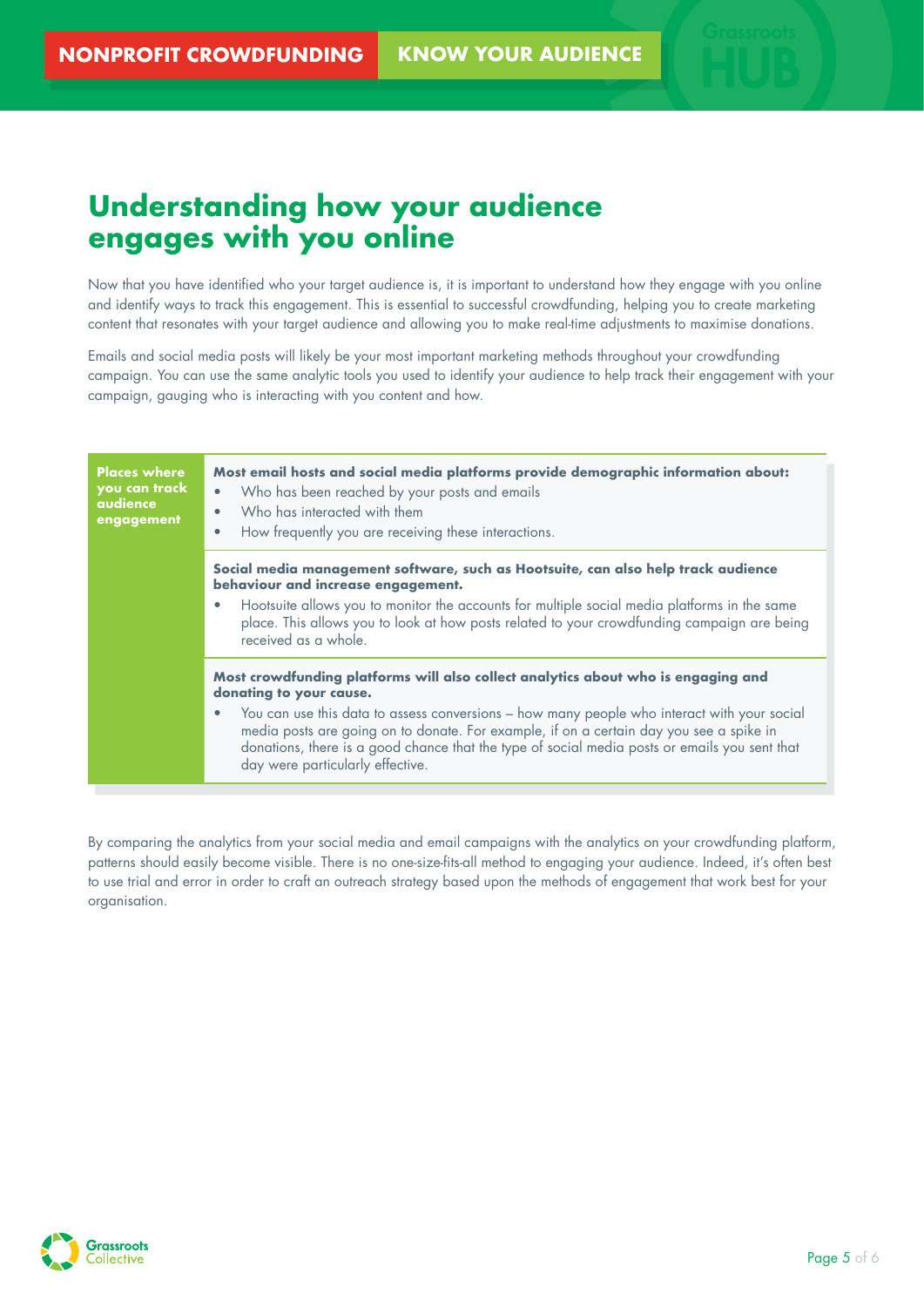## Understanding how your audience engages with you online

Now that you have identified who your target audience is, it is important to understand how they engage with you online and identify ways to track this engagement. This is essential to successful crowdfunding, helping you to create marketing content that resonates with your target audience and allowing you to make real-time adjustments to maximise donations.

Emails and social media posts will likely be your most important marketing methods throughout your crowdfunding campaign. You can use the same analytic tools you used to identify your audience to help track their engagement with your campaign, gauging who is interacting with you content and how.

| **Places where you can track audience engagement** | |
|---|---|
| | **Most email hosts and social media platforms provide demographic information about:**<br>• Who has been reached by your posts and emails<br>• Who has interacted with them<br>• How frequently you are receiving these interactions. |
| | **Social media management software, such as Hootsuite, can also help track audience behaviour and increase engagement.**<br>• Hootsuite allows you to monitor the accounts for multiple social media platforms in the same place. This allows you to look at how posts related to your crowdfunding campaign are being received as a whole. |
| | **Most crowdfunding platforms will also collect analytics about who is engaging and donating to your cause.**<br>• You can use this data to assess conversions – how many people who interact with your social media posts are going on to donate. For example, if on a certain day you see a spike in donations, there is a good chance that the type of social media posts or emails you sent that day were particularly effective. |

By comparing the analytics from your social media and email campaigns with the analytics on your crowdfunding platform, patterns should easily become visible. There is no one-size-fits-all method to engaging your audience. Indeed, it's often best to use trial and error in order to craft an outreach strategy based upon the methods of engagement that work best for your organisation.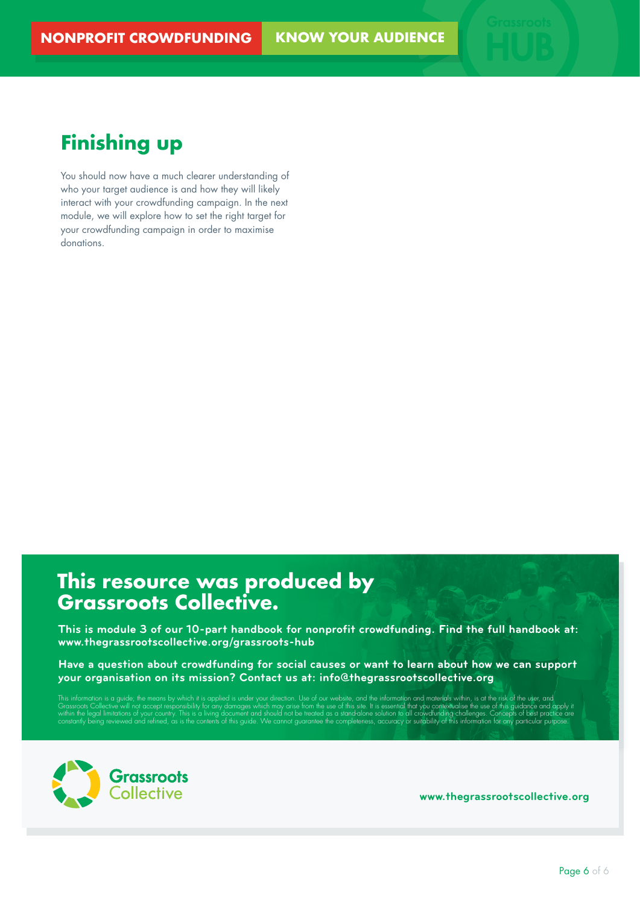## Finishing up

You should now have a much clearer understanding of who your target audience is and how they will likely interact with your crowdfunding campaign. In the next module, we will explore how to set the right target for your crowdfunding campaign in order to maximise donations.

## This resource was produced by Grassroots Collective.

**This is module 3 of our 10-part handbook for nonprofit crowdfunding. Find the full handbook at: www.thegrassrootscollective.org/grassroots-hub**

**Have a question about crowdfunding for social causes or want to learn about how we can support your organisation on its mission? Contact us at: info@thegrassrootscollective.org**

This information is a guide; the means by which it is applied is under your direction. Use of our website, and the information and materials within, is at the risk of the user, and Grassroots Collective will not accept responsibility for any damages which may arise from the use of this site. It is essential that you contextualise the use of this guidance and apply it within the legal limitations of your country. This is a living document and should not be treated as a stand-alone solution to all crowdfunding challenges. Concepts of best practice are constantly being reviewed and refined, as is the contents of this guide. We cannot guarantee the completeness, accuracy or suitability of this information for any particular purpose.

Grassroots Collective

www.thegrassrootscollective.org